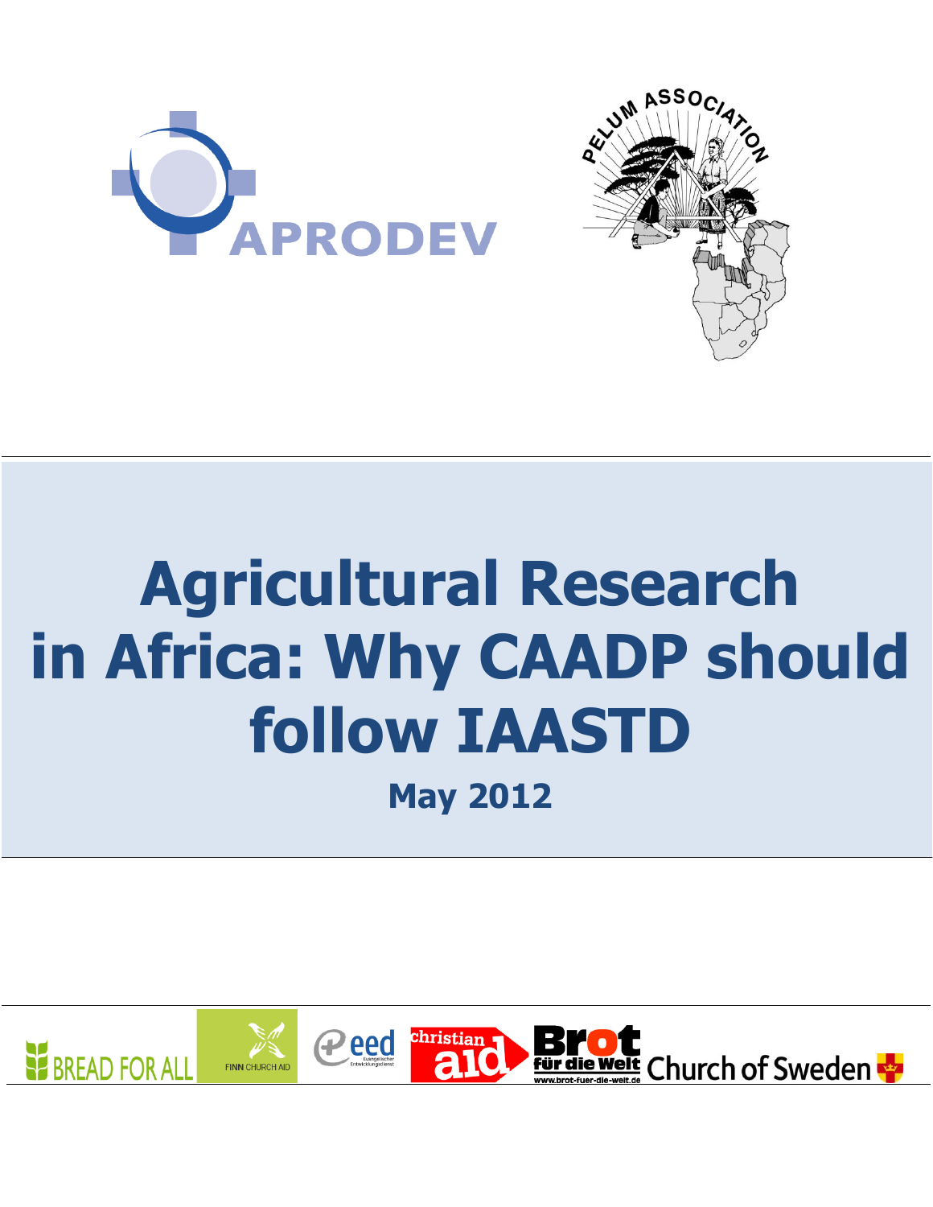APRODEV

PELUM ASSOCIATION

# Agricultural Research in Africa: Why CAADP should follow IAASTD

**May 2012**

BREAD FOR ALL | FINN CHURCH AID | eed | christian aid | Brot für die Welt | Church of Sweden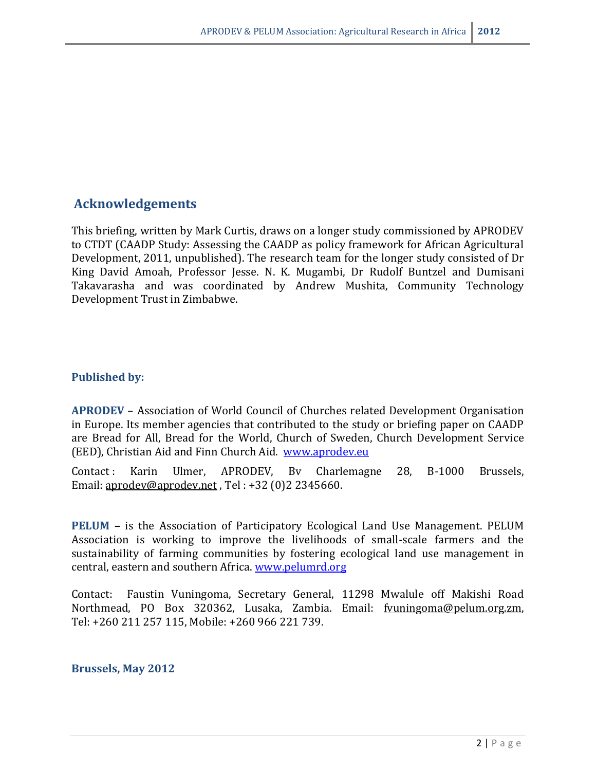## Acknowledgements

This briefing, written by Mark Curtis, draws on a longer study commissioned by APRODEV to CTDT (CAADP Study: Assessing the CAADP as policy framework for African Agricultural Development, 2011, unpublished). The research team for the longer study consisted of Dr King David Amoah, Professor Jesse. N. K. Mugambi, Dr Rudolf Buntzel and Dumisani Takavarasha and was coordinated by Andrew Mushita, Community Technology Development Trust in Zimbabwe.

**Published by:**

**APRODEV** – Association of World Council of Churches related Development Organisation in Europe. Its member agencies that contributed to the study or briefing paper on CAADP are Bread for All, Bread for the World, Church of Sweden, Church Development Service (EED), Christian Aid and Finn Church Aid. www.aprodev.eu

Contact : Karin Ulmer, APRODEV, Bv Charlemagne 28, B-1000 Brussels, Email: aprodev@aprodev.net , Tel : +32 (0)2 2345660.

**PELUM –** is the Association of Participatory Ecological Land Use Management. PELUM Association is working to improve the livelihoods of small-scale farmers and the sustainability of farming communities by fostering ecological land use management in central, eastern and southern Africa. www.pelumrd.org

Contact: Faustin Vuningoma, Secretary General, 11298 Mwalule off Makishi Road Northmead, PO Box 320362, Lusaka, Zambia. Email: fvuningoma@pelum.org.zm, Tel: +260 211 257 115, Mobile: +260 966 221 739.

**Brussels, May 2012**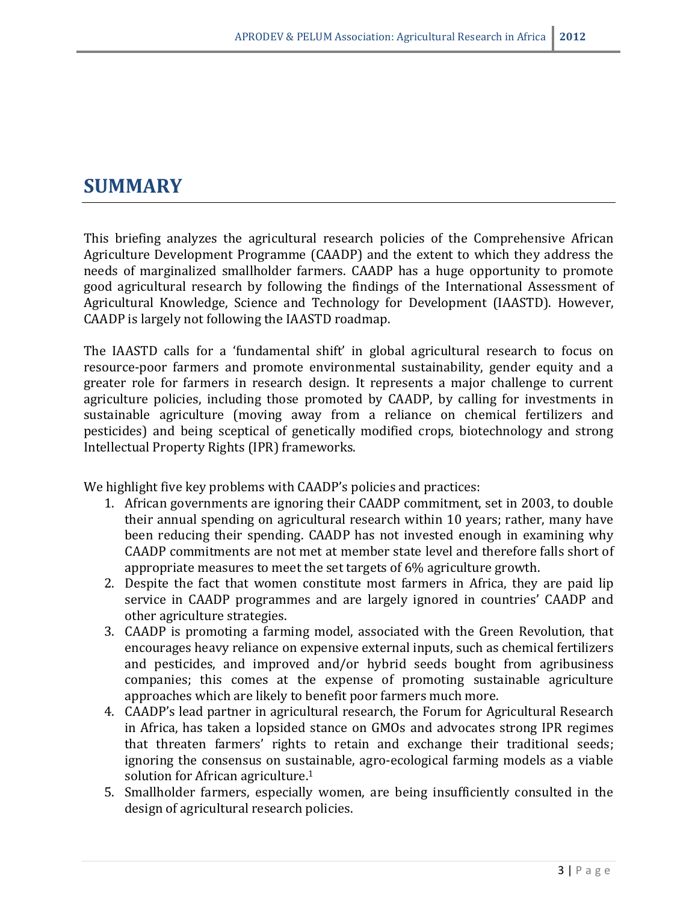# SUMMARY

This briefing analyzes the agricultural research policies of the Comprehensive African Agriculture Development Programme (CAADP) and the extent to which they address the needs of marginalized smallholder farmers. CAADP has a huge opportunity to promote good agricultural research by following the findings of the International Assessment of Agricultural Knowledge, Science and Technology for Development (IAASTD). However, CAADP is largely not following the IAASTD roadmap.

The IAASTD calls for a 'fundamental shift' in global agricultural research to focus on resource-poor farmers and promote environmental sustainability, gender equity and a greater role for farmers in research design. It represents a major challenge to current agriculture policies, including those promoted by CAADP, by calling for investments in sustainable agriculture (moving away from a reliance on chemical fertilizers and pesticides) and being sceptical of genetically modified crops, biotechnology and strong Intellectual Property Rights (IPR) frameworks.

We highlight five key problems with CAADP's policies and practices:

1. African governments are ignoring their CAADP commitment, set in 2003, to double their annual spending on agricultural research within 10 years; rather, many have been reducing their spending. CAADP has not invested enough in examining why CAADP commitments are not met at member state level and therefore falls short of appropriate measures to meet the set targets of 6% agriculture growth.
2. Despite the fact that women constitute most farmers in Africa, they are paid lip service in CAADP programmes and are largely ignored in countries' CAADP and other agriculture strategies.
3. CAADP is promoting a farming model, associated with the Green Revolution, that encourages heavy reliance on expensive external inputs, such as chemical fertilizers and pesticides, and improved and/or hybrid seeds bought from agribusiness companies; this comes at the expense of promoting sustainable agriculture approaches which are likely to benefit poor farmers much more.
4. CAADP's lead partner in agricultural research, the Forum for Agricultural Research in Africa, has taken a lopsided stance on GMOs and advocates strong IPR regimes that threaten farmers' rights to retain and exchange their traditional seeds; ignoring the consensus on sustainable, agro-ecological farming models as a viable solution for African agriculture.[1]
5. Smallholder farmers, especially women, are being insufficiently consulted in the design of agricultural research policies.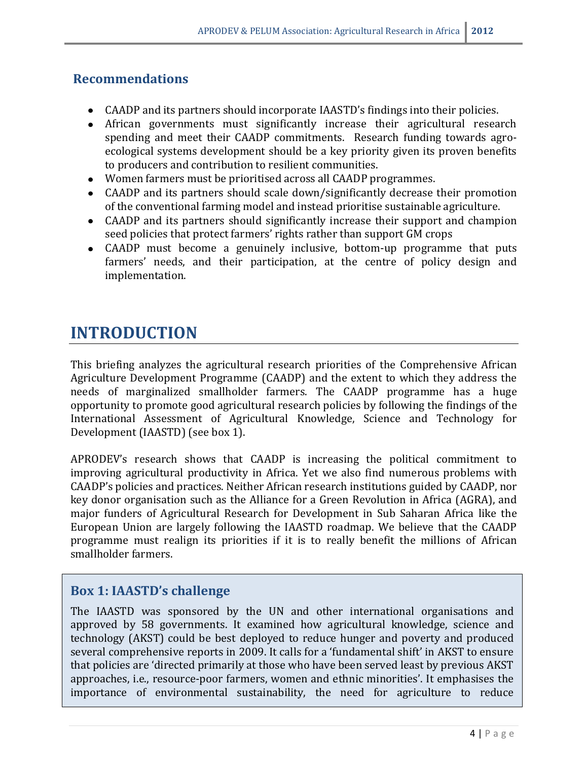## Recommendations

- CAADP and its partners should incorporate IAASTD's findings into their policies.
- African governments must significantly increase their agricultural research spending and meet their CAADP commitments. Research funding towards agro-ecological systems development should be a key priority given its proven benefits to producers and contribution to resilient communities.
- Women farmers must be prioritised across all CAADP programmes.
- CAADP and its partners should scale down/significantly decrease their promotion of the conventional farming model and instead prioritise sustainable agriculture.
- CAADP and its partners should significantly increase their support and champion seed policies that protect farmers' rights rather than support GM crops
- CAADP must become a genuinely inclusive, bottom-up programme that puts farmers' needs, and their participation, at the centre of policy design and implementation.

# INTRODUCTION

This briefing analyzes the agricultural research priorities of the Comprehensive African Agriculture Development Programme (CAADP) and the extent to which they address the needs of marginalized smallholder farmers. The CAADP programme has a huge opportunity to promote good agricultural research policies by following the findings of the International Assessment of Agricultural Knowledge, Science and Technology for Development (IAASTD) (see box 1).

APRODEV's research shows that CAADP is increasing the political commitment to improving agricultural productivity in Africa. Yet we also find numerous problems with CAADP's policies and practices. Neither African research institutions guided by CAADP, nor key donor organisation such as the Alliance for a Green Revolution in Africa (AGRA), and major funders of Agricultural Research for Development in Sub Saharan Africa like the European Union are largely following the IAASTD roadmap. We believe that the CAADP programme must realign its priorities if it is to really benefit the millions of African smallholder farmers.

### Box 1: IAASTD's challenge

The IAASTD was sponsored by the UN and other international organisations and approved by 58 governments. It examined how agricultural knowledge, science and technology (AKST) could be best deployed to reduce hunger and poverty and produced several comprehensive reports in 2009. It calls for a 'fundamental shift' in AKST to ensure that policies are 'directed primarily at those who have been served least by previous AKST approaches, i.e., resource-poor farmers, women and ethnic minorities'. It emphasises the importance of environmental sustainability, the need for agriculture to reduce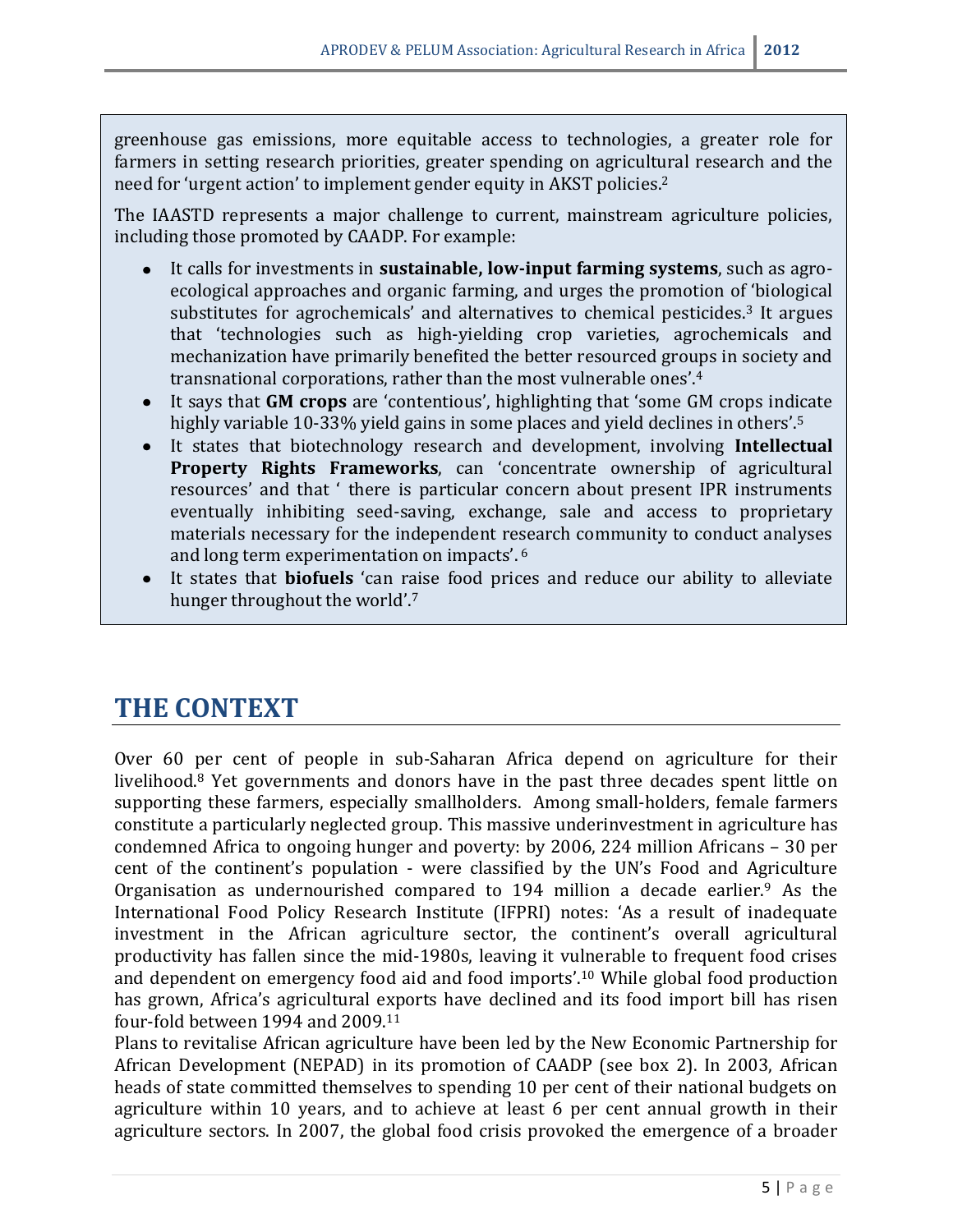greenhouse gas emissions, more equitable access to technologies, a greater role for farmers in setting research priorities, greater spending on agricultural research and the need for 'urgent action' to implement gender equity in AKST policies.[2]

The IAASTD represents a major challenge to current, mainstream agriculture policies, including those promoted by CAADP. For example:

- It calls for investments in **sustainable, low-input farming systems**, such as agro-ecological approaches and organic farming, and urges the promotion of 'biological substitutes for agrochemicals' and alternatives to chemical pesticides.[3] It argues that 'technologies such as high-yielding crop varieties, agrochemicals and mechanization have primarily benefited the better resourced groups in society and transnational corporations, rather than the most vulnerable ones'.[4]
- It says that **GM crops** are 'contentious', highlighting that 'some GM crops indicate highly variable 10-33% yield gains in some places and yield declines in others'.[5]
- It states that biotechnology research and development, involving **Intellectual Property Rights Frameworks**, can 'concentrate ownership of agricultural resources' and that ' there is particular concern about present IPR instruments eventually inhibiting seed-saving, exchange, sale and access to proprietary materials necessary for the independent research community to conduct analyses and long term experimentation on impacts'. [6]
- It states that **biofuels** 'can raise food prices and reduce our ability to alleviate hunger throughout the world'.[7]

# THE CONTEXT

Over 60 per cent of people in sub-Saharan Africa depend on agriculture for their livelihood.[8] Yet governments and donors have in the past three decades spent little on supporting these farmers, especially smallholders. Among small-holders, female farmers constitute a particularly neglected group. This massive underinvestment in agriculture has condemned Africa to ongoing hunger and poverty: by 2006, 224 million Africans – 30 per cent of the continent's population - were classified by the UN's Food and Agriculture Organisation as undernourished compared to 194 million a decade earlier.[9] As the International Food Policy Research Institute (IFPRI) notes: 'As a result of inadequate investment in the African agriculture sector, the continent's overall agricultural productivity has fallen since the mid-1980s, leaving it vulnerable to frequent food crises and dependent on emergency food aid and food imports'.[10] While global food production has grown, Africa's agricultural exports have declined and its food import bill has risen four-fold between 1994 and 2009.[11]

Plans to revitalise African agriculture have been led by the New Economic Partnership for African Development (NEPAD) in its promotion of CAADP (see box 2). In 2003, African heads of state committed themselves to spending 10 per cent of their national budgets on agriculture within 10 years, and to achieve at least 6 per cent annual growth in their agriculture sectors. In 2007, the global food crisis provoked the emergence of a broader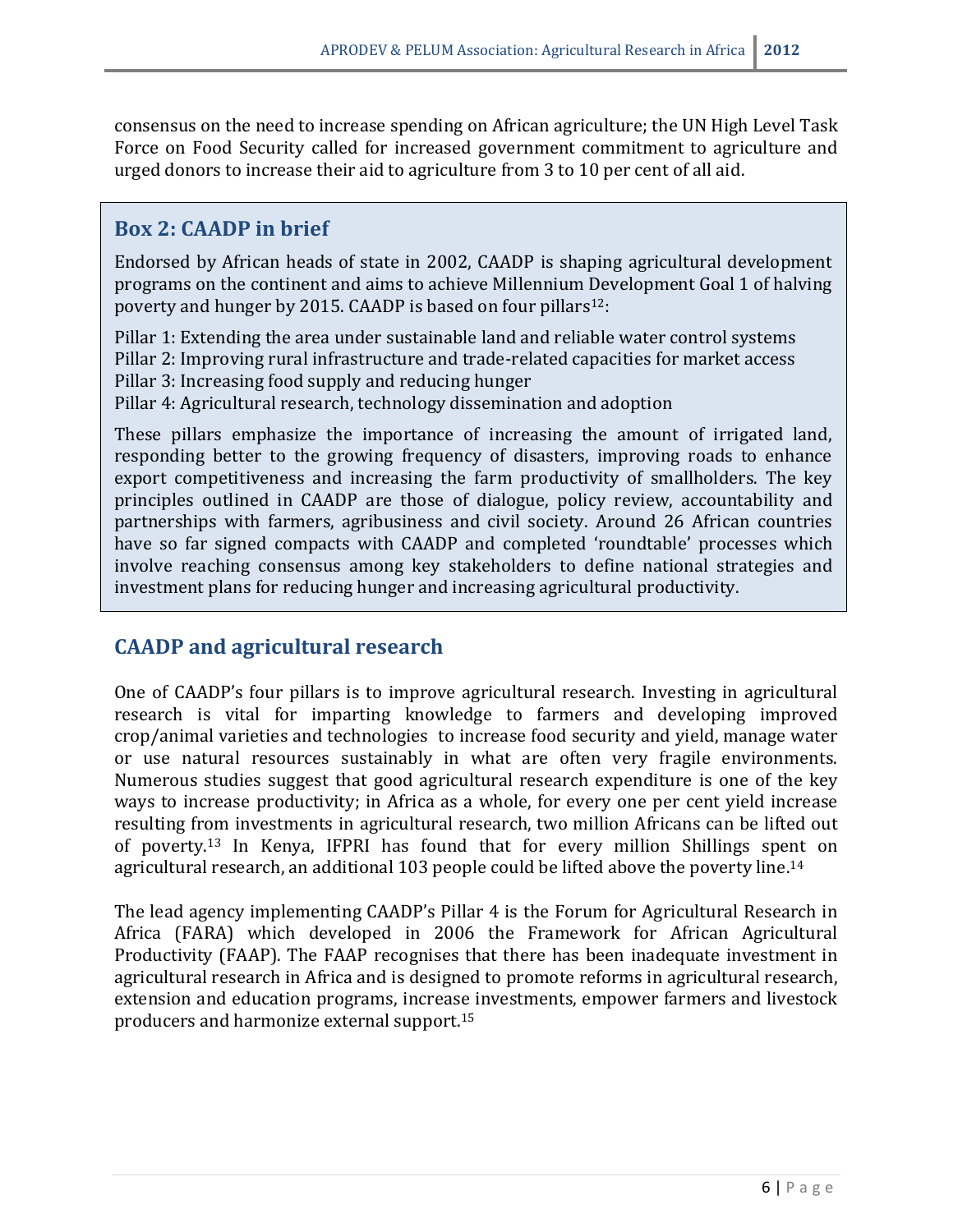consensus on the need to increase spending on African agriculture; the UN High Level Task Force on Food Security called for increased government commitment to agriculture and urged donors to increase their aid to agriculture from 3 to 10 per cent of all aid.

## Box 2: CAADP in brief

Endorsed by African heads of state in 2002, CAADP is shaping agricultural development programs on the continent and aims to achieve Millennium Development Goal 1 of halving poverty and hunger by 2015. CAADP is based on four pillars[12]:

Pillar 1: Extending the area under sustainable land and reliable water control systems
Pillar 2: Improving rural infrastructure and trade-related capacities for market access
Pillar 3: Increasing food supply and reducing hunger
Pillar 4: Agricultural research, technology dissemination and adoption

These pillars emphasize the importance of increasing the amount of irrigated land, responding better to the growing frequency of disasters, improving roads to enhance export competitiveness and increasing the farm productivity of smallholders. The key principles outlined in CAADP are those of dialogue, policy review, accountability and partnerships with farmers, agribusiness and civil society. Around 26 African countries have so far signed compacts with CAADP and completed 'roundtable' processes which involve reaching consensus among key stakeholders to define national strategies and investment plans for reducing hunger and increasing agricultural productivity.

## CAADP and agricultural research

One of CAADP's four pillars is to improve agricultural research. Investing in agricultural research is vital for imparting knowledge to farmers and developing improved crop/animal varieties and technologies to increase food security and yield, manage water or use natural resources sustainably in what are often very fragile environments. Numerous studies suggest that good agricultural research expenditure is one of the key ways to increase productivity; in Africa as a whole, for every one per cent yield increase resulting from investments in agricultural research, two million Africans can be lifted out of poverty.[13] In Kenya, IFPRI has found that for every million Shillings spent on agricultural research, an additional 103 people could be lifted above the poverty line.[14]

The lead agency implementing CAADP's Pillar 4 is the Forum for Agricultural Research in Africa (FARA) which developed in 2006 the Framework for African Agricultural Productivity (FAAP). The FAAP recognises that there has been inadequate investment in agricultural research in Africa and is designed to promote reforms in agricultural research, extension and education programs, increase investments, empower farmers and livestock producers and harmonize external support.[15]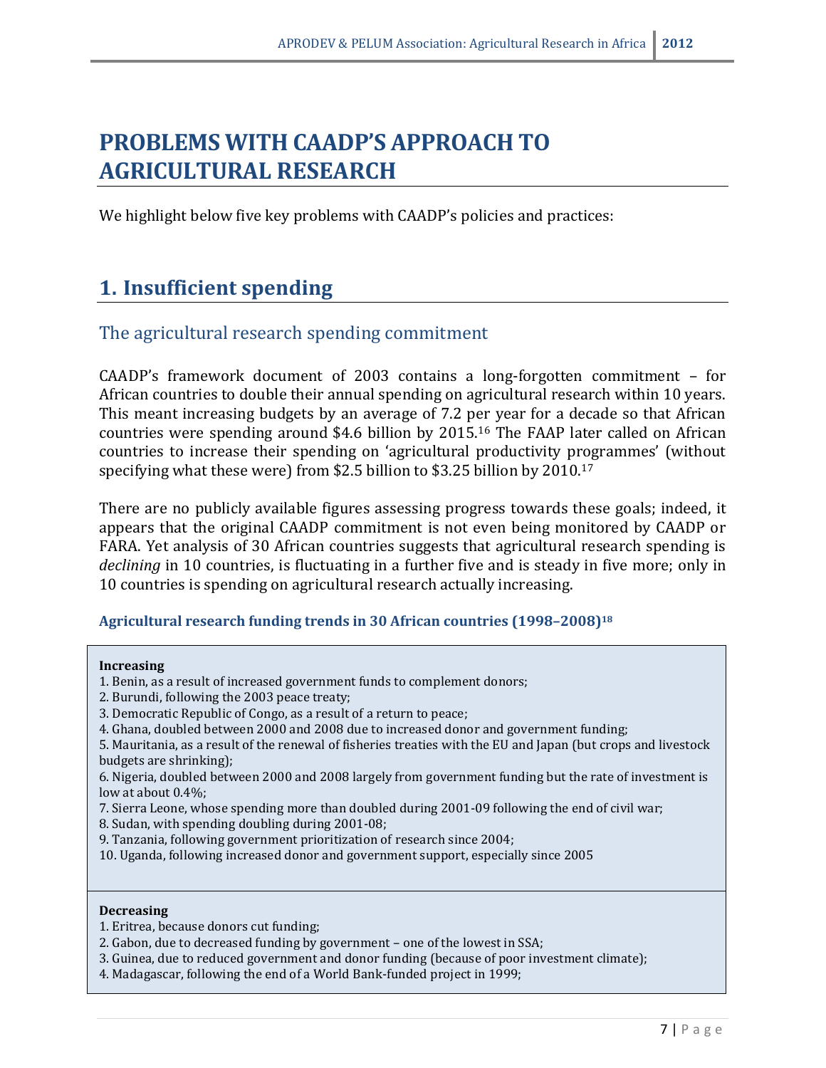# PROBLEMS WITH CAADP'S APPROACH TO AGRICULTURAL RESEARCH

We highlight below five key problems with CAADP's policies and practices:

## 1. Insufficient spending

### The agricultural research spending commitment

CAADP's framework document of 2003 contains a long-forgotten commitment – for African countries to double their annual spending on agricultural research within 10 years. This meant increasing budgets by an average of 7.2 per year for a decade so that African countries were spending around $4.6 billion by 2015.[16] The FAAP later called on African countries to increase their spending on 'agricultural productivity programmes' (without specifying what these were) from $2.5 billion to $3.25 billion by 2010.[17]

There are no publicly available figures assessing progress towards these goals; indeed, it appears that the original CAADP commitment is not even being monitored by CAADP or FARA. Yet analysis of 30 African countries suggests that agricultural research spending is *declining* in 10 countries, is fluctuating in a further five and is steady in five more; only in 10 countries is spending on agricultural research actually increasing.

#### Agricultural research funding trends in 30 African countries (1998–2008)[18]

**Increasing**

1. Benin, as a result of increased government funds to complement donors;
2. Burundi, following the 2003 peace treaty;
3. Democratic Republic of Congo, as a result of a return to peace;
4. Ghana, doubled between 2000 and 2008 due to increased donor and government funding;
5. Mauritania, as a result of the renewal of fisheries treaties with the EU and Japan (but crops and livestock budgets are shrinking);
6. Nigeria, doubled between 2000 and 2008 largely from government funding but the rate of investment is low at about 0.4%;
7. Sierra Leone, whose spending more than doubled during 2001-09 following the end of civil war;
8. Sudan, with spending doubling during 2001-08;
9. Tanzania, following government prioritization of research since 2004;
10. Uganda, following increased donor and government support, especially since 2005

**Decreasing**

1. Eritrea, because donors cut funding;
2. Gabon, due to decreased funding by government – one of the lowest in SSA;
3. Guinea, due to reduced government and donor funding (because of poor investment climate);
4. Madagascar, following the end of a World Bank-funded project in 1999;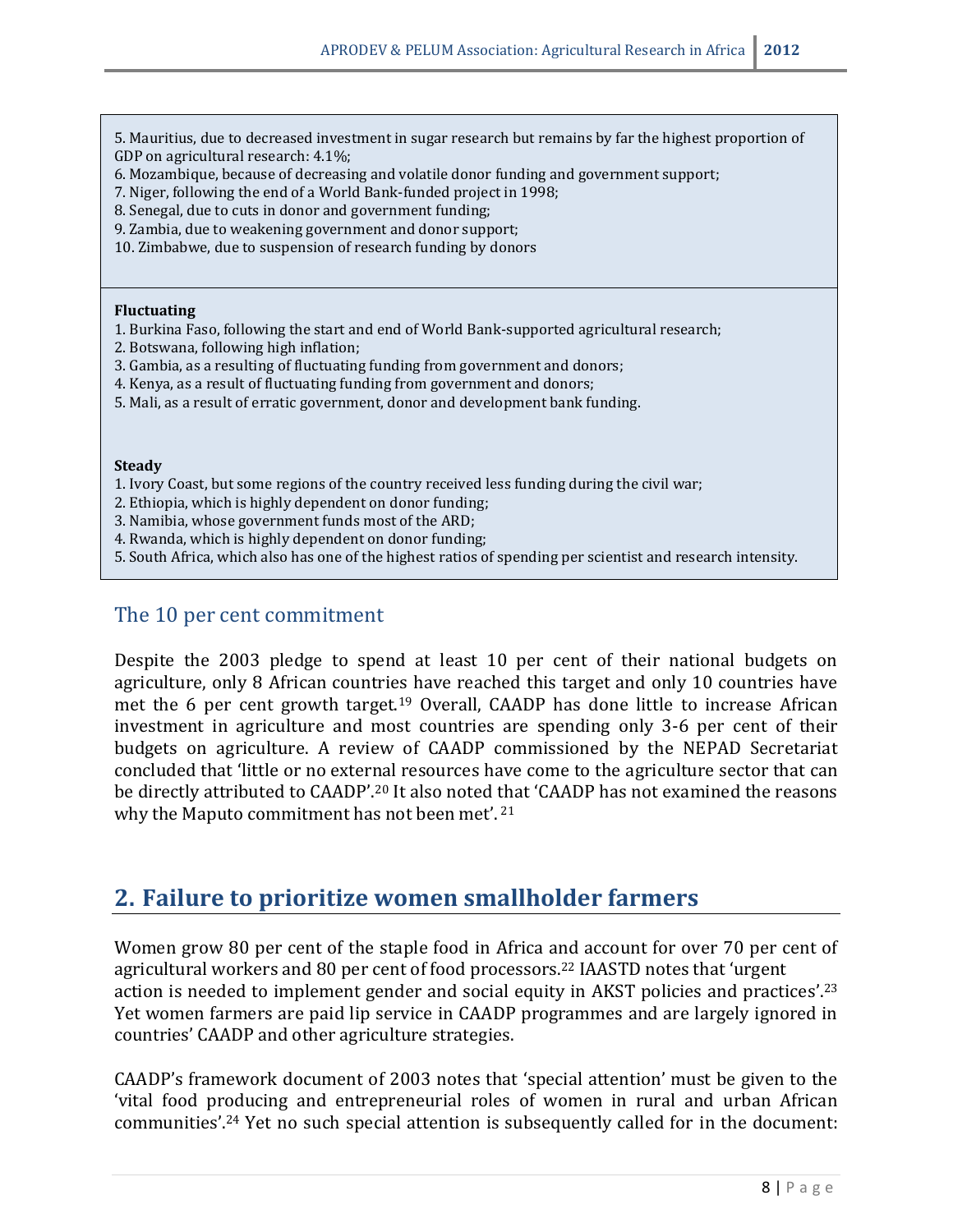5. Mauritius, due to decreased investment in sugar research but remains by far the highest proportion of GDP on agricultural research: 4.1%;
6. Mozambique, because of decreasing and volatile donor funding and government support;
7. Niger, following the end of a World Bank-funded project in 1998;
8. Senegal, due to cuts in donor and government funding;
9. Zambia, due to weakening government and donor support;
10. Zimbabwe, due to suspension of research funding by donors

**Fluctuating**

1. Burkina Faso, following the start and end of World Bank-supported agricultural research;
2. Botswana, following high inflation;
3. Gambia, as a resulting of fluctuating funding from government and donors;
4. Kenya, as a result of fluctuating funding from government and donors;
5. Mali, as a result of erratic government, donor and development bank funding.

**Steady**

1. Ivory Coast, but some regions of the country received less funding during the civil war;
2. Ethiopia, which is highly dependent on donor funding;
3. Namibia, whose government funds most of the ARD;
4. Rwanda, which is highly dependent on donor funding;
5. South Africa, which also has one of the highest ratios of spending per scientist and research intensity.

### The 10 per cent commitment

Despite the 2003 pledge to spend at least 10 per cent of their national budgets on agriculture, only 8 African countries have reached this target and only 10 countries have met the 6 per cent growth target.[19] Overall, CAADP has done little to increase African investment in agriculture and most countries are spending only 3-6 per cent of their budgets on agriculture. A review of CAADP commissioned by the NEPAD Secretariat concluded that 'little or no external resources have come to the agriculture sector that can be directly attributed to CAADP'.[20] It also noted that 'CAADP has not examined the reasons why the Maputo commitment has not been met'.[21]

## 2. Failure to prioritize women smallholder farmers

Women grow 80 per cent of the staple food in Africa and account for over 70 per cent of agricultural workers and 80 per cent of food processors.[22] IAASTD notes that 'urgent action is needed to implement gender and social equity in AKST policies and practices'.[23] Yet women farmers are paid lip service in CAADP programmes and are largely ignored in countries' CAADP and other agriculture strategies.

CAADP's framework document of 2003 notes that 'special attention' must be given to the 'vital food producing and entrepreneurial roles of women in rural and urban African communities'.[24] Yet no such special attention is subsequently called for in the document: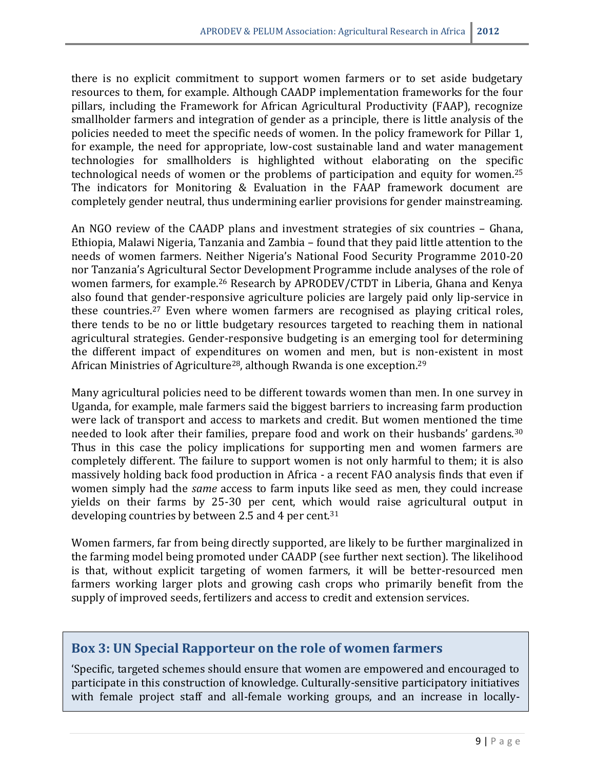there is no explicit commitment to support women farmers or to set aside budgetary resources to them, for example. Although CAADP implementation frameworks for the four pillars, including the Framework for African Agricultural Productivity (FAAP), recognize smallholder farmers and integration of gender as a principle, there is little analysis of the policies needed to meet the specific needs of women. In the policy framework for Pillar 1, for example, the need for appropriate, low-cost sustainable land and water management technologies for smallholders is highlighted without elaborating on the specific technological needs of women or the problems of participation and equity for women.[25] The indicators for Monitoring & Evaluation in the FAAP framework document are completely gender neutral, thus undermining earlier provisions for gender mainstreaming.

An NGO review of the CAADP plans and investment strategies of six countries – Ghana, Ethiopia, Malawi Nigeria, Tanzania and Zambia – found that they paid little attention to the needs of women farmers. Neither Nigeria's National Food Security Programme 2010-20 nor Tanzania's Agricultural Sector Development Programme include analyses of the role of women farmers, for example.[26] Research by APRODEV/CTDT in Liberia, Ghana and Kenya also found that gender-responsive agriculture policies are largely paid only lip-service in these countries.[27] Even where women farmers are recognised as playing critical roles, there tends to be no or little budgetary resources targeted to reaching them in national agricultural strategies. Gender-responsive budgeting is an emerging tool for determining the different impact of expenditures on women and men, but is non-existent in most African Ministries of Agriculture[28], although Rwanda is one exception.[29]

Many agricultural policies need to be different towards women than men. In one survey in Uganda, for example, male farmers said the biggest barriers to increasing farm production were lack of transport and access to markets and credit. But women mentioned the time needed to look after their families, prepare food and work on their husbands' gardens.[30] Thus in this case the policy implications for supporting men and women farmers are completely different. The failure to support women is not only harmful to them; it is also massively holding back food production in Africa - a recent FAO analysis finds that even if women simply had the *same* access to farm inputs like seed as men, they could increase yields on their farms by 25-30 per cent, which would raise agricultural output in developing countries by between 2.5 and 4 per cent.[31]

Women farmers, far from being directly supported, are likely to be further marginalized in the farming model being promoted under CAADP (see further next section). The likelihood is that, without explicit targeting of women farmers, it will be better-resourced men farmers working larger plots and growing cash crops who primarily benefit from the supply of improved seeds, fertilizers and access to credit and extension services.

## Box 3: UN Special Rapporteur on the role of women farmers

'Specific, targeted schemes should ensure that women are empowered and encouraged to participate in this construction of knowledge. Culturally-sensitive participatory initiatives with female project staff and all-female working groups, and an increase in locally-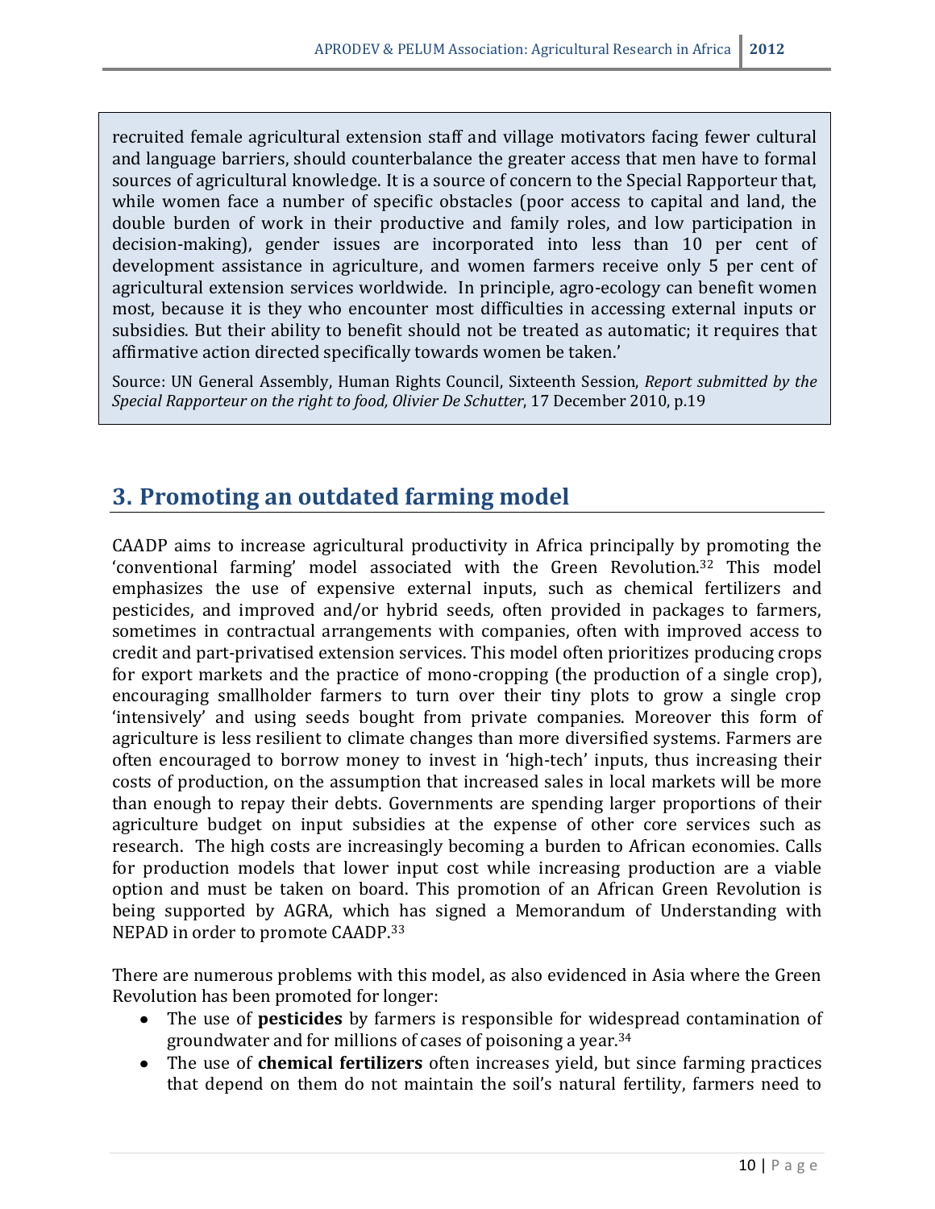recruited female agricultural extension staff and village motivators facing fewer cultural and language barriers, should counterbalance the greater access that men have to formal sources of agricultural knowledge. It is a source of concern to the Special Rapporteur that, while women face a number of specific obstacles (poor access to capital and land, the double burden of work in their productive and family roles, and low participation in decision-making), gender issues are incorporated into less than 10 per cent of development assistance in agriculture, and women farmers receive only 5 per cent of agricultural extension services worldwide. In principle, agro-ecology can benefit women most, because it is they who encounter most difficulties in accessing external inputs or subsidies. But their ability to benefit should not be treated as automatic; it requires that affirmative action directed specifically towards women be taken.'

Source: UN General Assembly, Human Rights Council, Sixteenth Session, *Report submitted by the Special Rapporteur on the right to food, Olivier De Schutter*, 17 December 2010, p.19

## 3. Promoting an outdated farming model

CAADP aims to increase agricultural productivity in Africa principally by promoting the 'conventional farming' model associated with the Green Revolution.[32] This model emphasizes the use of expensive external inputs, such as chemical fertilizers and pesticides, and improved and/or hybrid seeds, often provided in packages to farmers, sometimes in contractual arrangements with companies, often with improved access to credit and part-privatised extension services. This model often prioritizes producing crops for export markets and the practice of mono-cropping (the production of a single crop), encouraging smallholder farmers to turn over their tiny plots to grow a single crop 'intensively' and using seeds bought from private companies. Moreover this form of agriculture is less resilient to climate changes than more diversified systems. Farmers are often encouraged to borrow money to invest in 'high-tech' inputs, thus increasing their costs of production, on the assumption that increased sales in local markets will be more than enough to repay their debts. Governments are spending larger proportions of their agriculture budget on input subsidies at the expense of other core services such as research. The high costs are increasingly becoming a burden to African economies. Calls for production models that lower input cost while increasing production are a viable option and must be taken on board. This promotion of an African Green Revolution is being supported by AGRA, which has signed a Memorandum of Understanding with NEPAD in order to promote CAADP.[33]

There are numerous problems with this model, as also evidenced in Asia where the Green Revolution has been promoted for longer:

- The use of **pesticides** by farmers is responsible for widespread contamination of groundwater and for millions of cases of poisoning a year.[34]
- The use of **chemical fertilizers** often increases yield, but since farming practices that depend on them do not maintain the soil's natural fertility, farmers need to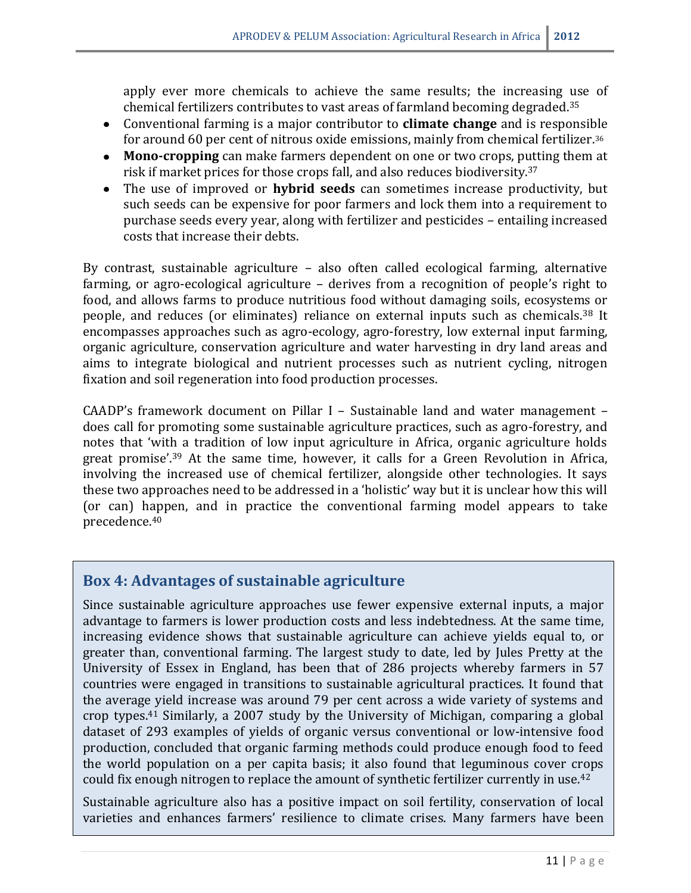apply ever more chemicals to achieve the same results; the increasing use of chemical fertilizers contributes to vast areas of farmland becoming degraded.[35]

- Conventional farming is a major contributor to **climate change** and is responsible for around 60 per cent of nitrous oxide emissions, mainly from chemical fertilizer.[36]
- **Mono-cropping** can make farmers dependent on one or two crops, putting them at risk if market prices for those crops fall, and also reduces biodiversity.[37]
- The use of improved or **hybrid seeds** can sometimes increase productivity, but such seeds can be expensive for poor farmers and lock them into a requirement to purchase seeds every year, along with fertilizer and pesticides – entailing increased costs that increase their debts.

By contrast, sustainable agriculture – also often called ecological farming, alternative farming, or agro-ecological agriculture – derives from a recognition of people's right to food, and allows farms to produce nutritious food without damaging soils, ecosystems or people, and reduces (or eliminates) reliance on external inputs such as chemicals.[38] It encompasses approaches such as agro-ecology, agro-forestry, low external input farming, organic agriculture, conservation agriculture and water harvesting in dry land areas and aims to integrate biological and nutrient processes such as nutrient cycling, nitrogen fixation and soil regeneration into food production processes.

CAADP's framework document on Pillar I – Sustainable land and water management – does call for promoting some sustainable agriculture practices, such as agro-forestry, and notes that 'with a tradition of low input agriculture in Africa, organic agriculture holds great promise'.[39] At the same time, however, it calls for a Green Revolution in Africa, involving the increased use of chemical fertilizer, alongside other technologies. It says these two approaches need to be addressed in a 'holistic' way but it is unclear how this will (or can) happen, and in practice the conventional farming model appears to take precedence.[40]

## Box 4: Advantages of sustainable agriculture

Since sustainable agriculture approaches use fewer expensive external inputs, a major advantage to farmers is lower production costs and less indebtedness. At the same time, increasing evidence shows that sustainable agriculture can achieve yields equal to, or greater than, conventional farming. The largest study to date, led by Jules Pretty at the University of Essex in England, has been that of 286 projects whereby farmers in 57 countries were engaged in transitions to sustainable agricultural practices. It found that the average yield increase was around 79 per cent across a wide variety of systems and crop types.[41] Similarly, a 2007 study by the University of Michigan, comparing a global dataset of 293 examples of yields of organic versus conventional or low-intensive food production, concluded that organic farming methods could produce enough food to feed the world population on a per capita basis; it also found that leguminous cover crops could fix enough nitrogen to replace the amount of synthetic fertilizer currently in use.[42]

Sustainable agriculture also has a positive impact on soil fertility, conservation of local varieties and enhances farmers' resilience to climate crises. Many farmers have been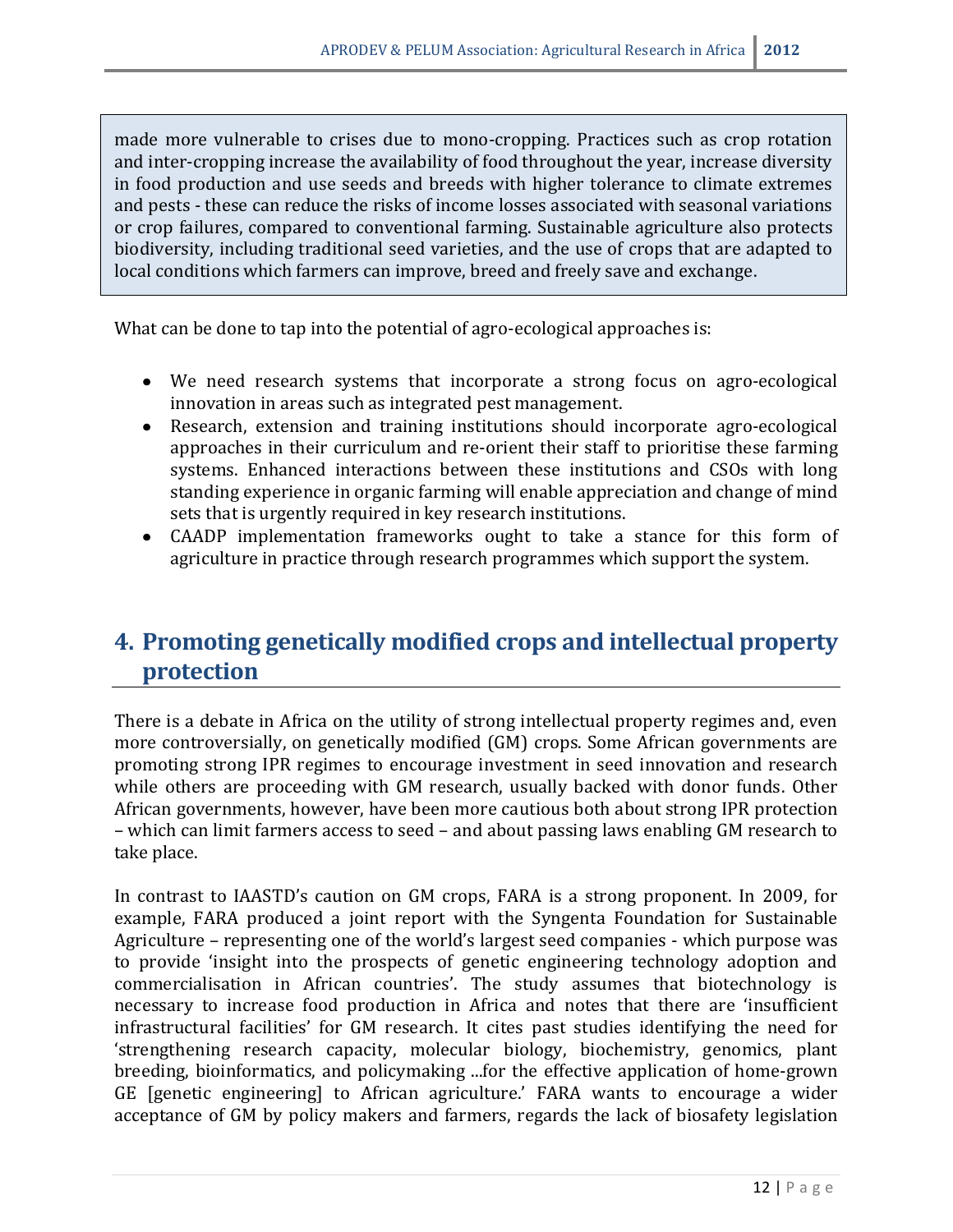made more vulnerable to crises due to mono-cropping. Practices such as crop rotation and inter-cropping increase the availability of food throughout the year, increase diversity in food production and use seeds and breeds with higher tolerance to climate extremes and pests - these can reduce the risks of income losses associated with seasonal variations or crop failures, compared to conventional farming. Sustainable agriculture also protects biodiversity, including traditional seed varieties, and the use of crops that are adapted to local conditions which farmers can improve, breed and freely save and exchange.

What can be done to tap into the potential of agro-ecological approaches is:

- We need research systems that incorporate a strong focus on agro-ecological innovation in areas such as integrated pest management.
- Research, extension and training institutions should incorporate agro-ecological approaches in their curriculum and re-orient their staff to prioritise these farming systems. Enhanced interactions between these institutions and CSOs with long standing experience in organic farming will enable appreciation and change of mind sets that is urgently required in key research institutions.
- CAADP implementation frameworks ought to take a stance for this form of agriculture in practice through research programmes which support the system.

# 4. Promoting genetically modified crops and intellectual property protection

There is a debate in Africa on the utility of strong intellectual property regimes and, even more controversially, on genetically modified (GM) crops. Some African governments are promoting strong IPR regimes to encourage investment in seed innovation and research while others are proceeding with GM research, usually backed with donor funds. Other African governments, however, have been more cautious both about strong IPR protection – which can limit farmers access to seed – and about passing laws enabling GM research to take place.

In contrast to IAASTD's caution on GM crops, FARA is a strong proponent. In 2009, for example, FARA produced a joint report with the Syngenta Foundation for Sustainable Agriculture – representing one of the world's largest seed companies - which purpose was to provide 'insight into the prospects of genetic engineering technology adoption and commercialisation in African countries'. The study assumes that biotechnology is necessary to increase food production in Africa and notes that there are 'insufficient infrastructural facilities' for GM research. It cites past studies identifying the need for 'strengthening research capacity, molecular biology, biochemistry, genomics, plant breeding, bioinformatics, and policymaking ...for the effective application of home-grown GE [genetic engineering] to African agriculture.' FARA wants to encourage a wider acceptance of GM by policy makers and farmers, regards the lack of biosafety legislation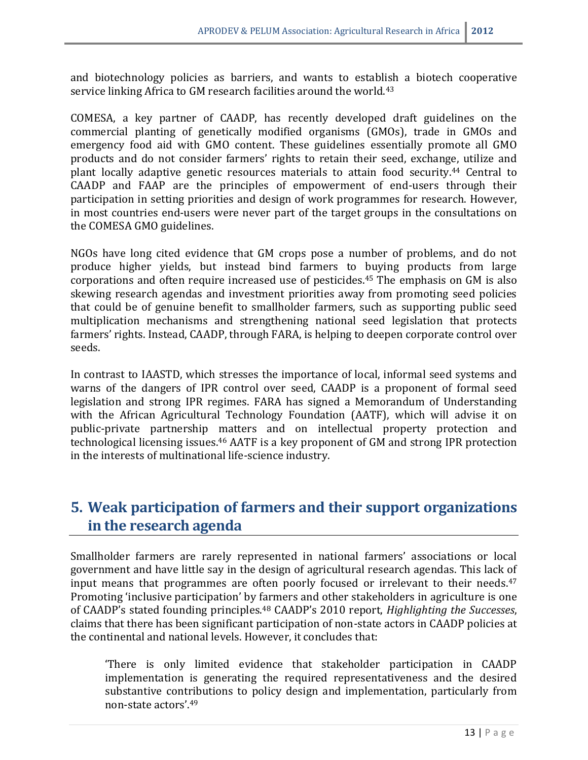and biotechnology policies as barriers, and wants to establish a biotech cooperative service linking Africa to GM research facilities around the world.[43]

COMESA, a key partner of CAADP, has recently developed draft guidelines on the commercial planting of genetically modified organisms (GMOs), trade in GMOs and emergency food aid with GMO content. These guidelines essentially promote all GMO products and do not consider farmers' rights to retain their seed, exchange, utilize and plant locally adaptive genetic resources materials to attain food security.[44] Central to CAADP and FAAP are the principles of empowerment of end-users through their participation in setting priorities and design of work programmes for research. However, in most countries end-users were never part of the target groups in the consultations on the COMESA GMO guidelines.

NGOs have long cited evidence that GM crops pose a number of problems, and do not produce higher yields, but instead bind farmers to buying products from large corporations and often require increased use of pesticides.[45] The emphasis on GM is also skewing research agendas and investment priorities away from promoting seed policies that could be of genuine benefit to smallholder farmers, such as supporting public seed multiplication mechanisms and strengthening national seed legislation that protects farmers' rights. Instead, CAADP, through FARA, is helping to deepen corporate control over seeds.

In contrast to IAASTD, which stresses the importance of local, informal seed systems and warns of the dangers of IPR control over seed, CAADP is a proponent of formal seed legislation and strong IPR regimes. FARA has signed a Memorandum of Understanding with the African Agricultural Technology Foundation (AATF), which will advise it on public-private partnership matters and on intellectual property protection and technological licensing issues.[46] AATF is a key proponent of GM and strong IPR protection in the interests of multinational life-science industry.

## 5. Weak participation of farmers and their support organizations in the research agenda

Smallholder farmers are rarely represented in national farmers' associations or local government and have little say in the design of agricultural research agendas. This lack of input means that programmes are often poorly focused or irrelevant to their needs.[47] Promoting 'inclusive participation' by farmers and other stakeholders in agriculture is one of CAADP's stated founding principles.[48] CAADP's 2010 report, *Highlighting the Successes*, claims that there has been significant participation of non-state actors in CAADP policies at the continental and national levels. However, it concludes that:

> 'There is only limited evidence that stakeholder participation in CAADP implementation is generating the required representativeness and the desired substantive contributions to policy design and implementation, particularly from non-state actors'.[49]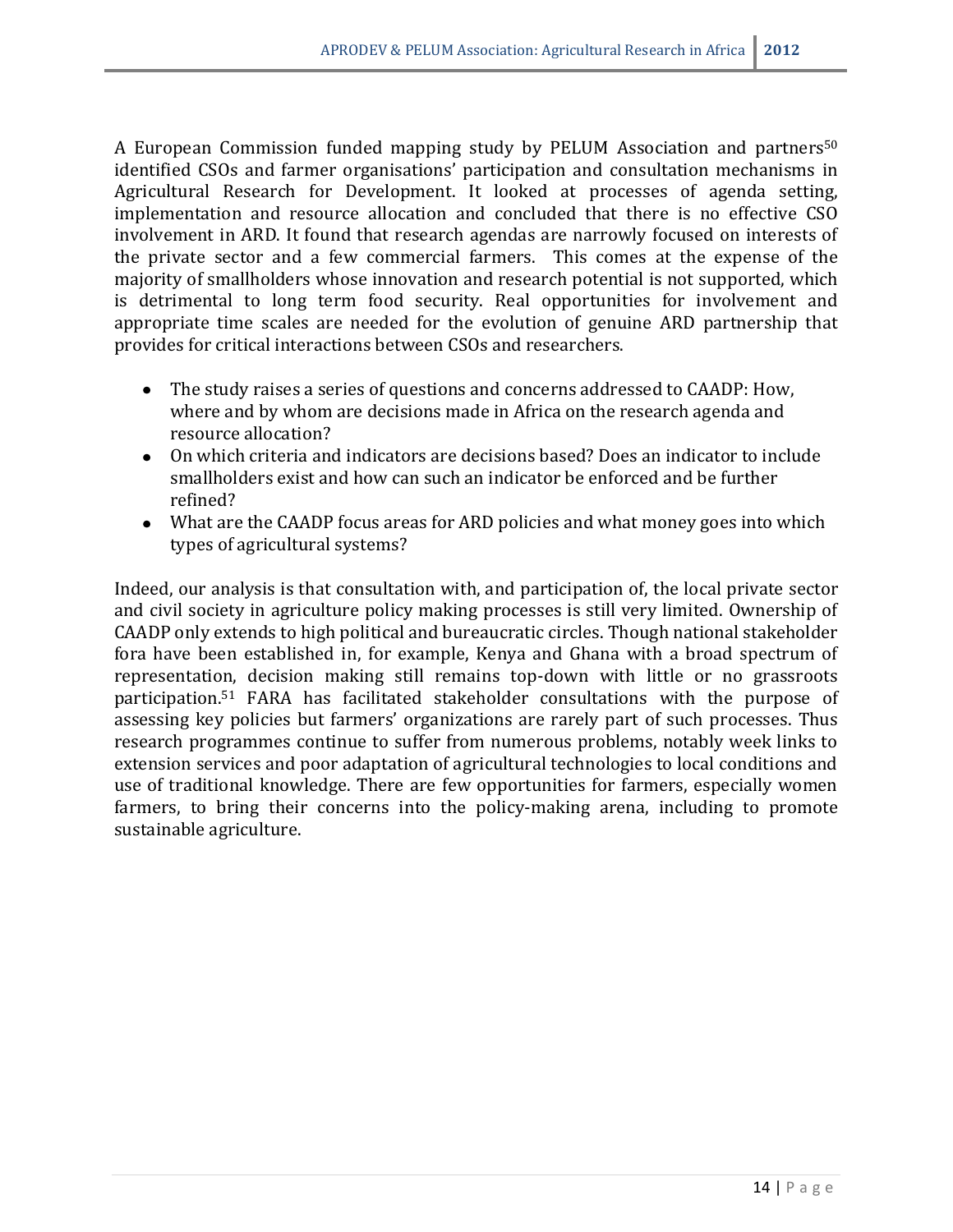A European Commission funded mapping study by PELUM Association and partners[50] identified CSOs and farmer organisations' participation and consultation mechanisms in Agricultural Research for Development. It looked at processes of agenda setting, implementation and resource allocation and concluded that there is no effective CSO involvement in ARD. It found that research agendas are narrowly focused on interests of the private sector and a few commercial farmers. This comes at the expense of the majority of smallholders whose innovation and research potential is not supported, which is detrimental to long term food security. Real opportunities for involvement and appropriate time scales are needed for the evolution of genuine ARD partnership that provides for critical interactions between CSOs and researchers.

- The study raises a series of questions and concerns addressed to CAADP: How, where and by whom are decisions made in Africa on the research agenda and resource allocation?
- On which criteria and indicators are decisions based? Does an indicator to include smallholders exist and how can such an indicator be enforced and be further refined?
- What are the CAADP focus areas for ARD policies and what money goes into which types of agricultural systems?

Indeed, our analysis is that consultation with, and participation of, the local private sector and civil society in agriculture policy making processes is still very limited. Ownership of CAADP only extends to high political and bureaucratic circles. Though national stakeholder fora have been established in, for example, Kenya and Ghana with a broad spectrum of representation, decision making still remains top-down with little or no grassroots participation.[51] FARA has facilitated stakeholder consultations with the purpose of assessing key policies but farmers' organizations are rarely part of such processes. Thus research programmes continue to suffer from numerous problems, notably week links to extension services and poor adaptation of agricultural technologies to local conditions and use of traditional knowledge. There are few opportunities for farmers, especially women farmers, to bring their concerns into the policy-making arena, including to promote sustainable agriculture.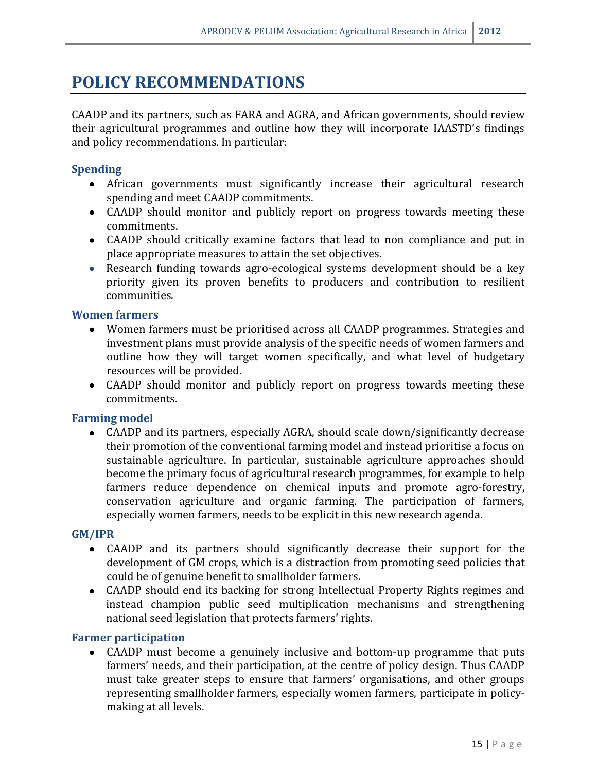# POLICY RECOMMENDATIONS

CAADP and its partners, such as FARA and AGRA, and African governments, should review their agricultural programmes and outline how they will incorporate IAASTD's findings and policy recommendations. In particular:

### Spending

- African governments must significantly increase their agricultural research spending and meet CAADP commitments.
- CAADP should monitor and publicly report on progress towards meeting these commitments.
- CAADP should critically examine factors that lead to non compliance and put in place appropriate measures to attain the set objectives.
- Research funding towards agro-ecological systems development should be a key priority given its proven benefits to producers and contribution to resilient communities.

### Women farmers

- Women farmers must be prioritised across all CAADP programmes. Strategies and investment plans must provide analysis of the specific needs of women farmers and outline how they will target women specifically, and what level of budgetary resources will be provided.
- CAADP should monitor and publicly report on progress towards meeting these commitments.

### Farming model

- CAADP and its partners, especially AGRA, should scale down/significantly decrease their promotion of the conventional farming model and instead prioritise a focus on sustainable agriculture. In particular, sustainable agriculture approaches should become the primary focus of agricultural research programmes, for example to help farmers reduce dependence on chemical inputs and promote agro-forestry, conservation agriculture and organic farming. The participation of farmers, especially women farmers, needs to be explicit in this new research agenda.

### GM/IPR

- CAADP and its partners should significantly decrease their support for the development of GM crops, which is a distraction from promoting seed policies that could be of genuine benefit to smallholder farmers.
- CAADP should end its backing for strong Intellectual Property Rights regimes and instead champion public seed multiplication mechanisms and strengthening national seed legislation that protects farmers' rights.

### Farmer participation

- CAADP must become a genuinely inclusive and bottom-up programme that puts farmers' needs, and their participation, at the centre of policy design. Thus CAADP must take greater steps to ensure that farmers' organisations, and other groups representing smallholder farmers, especially women farmers, participate in policy-making at all levels.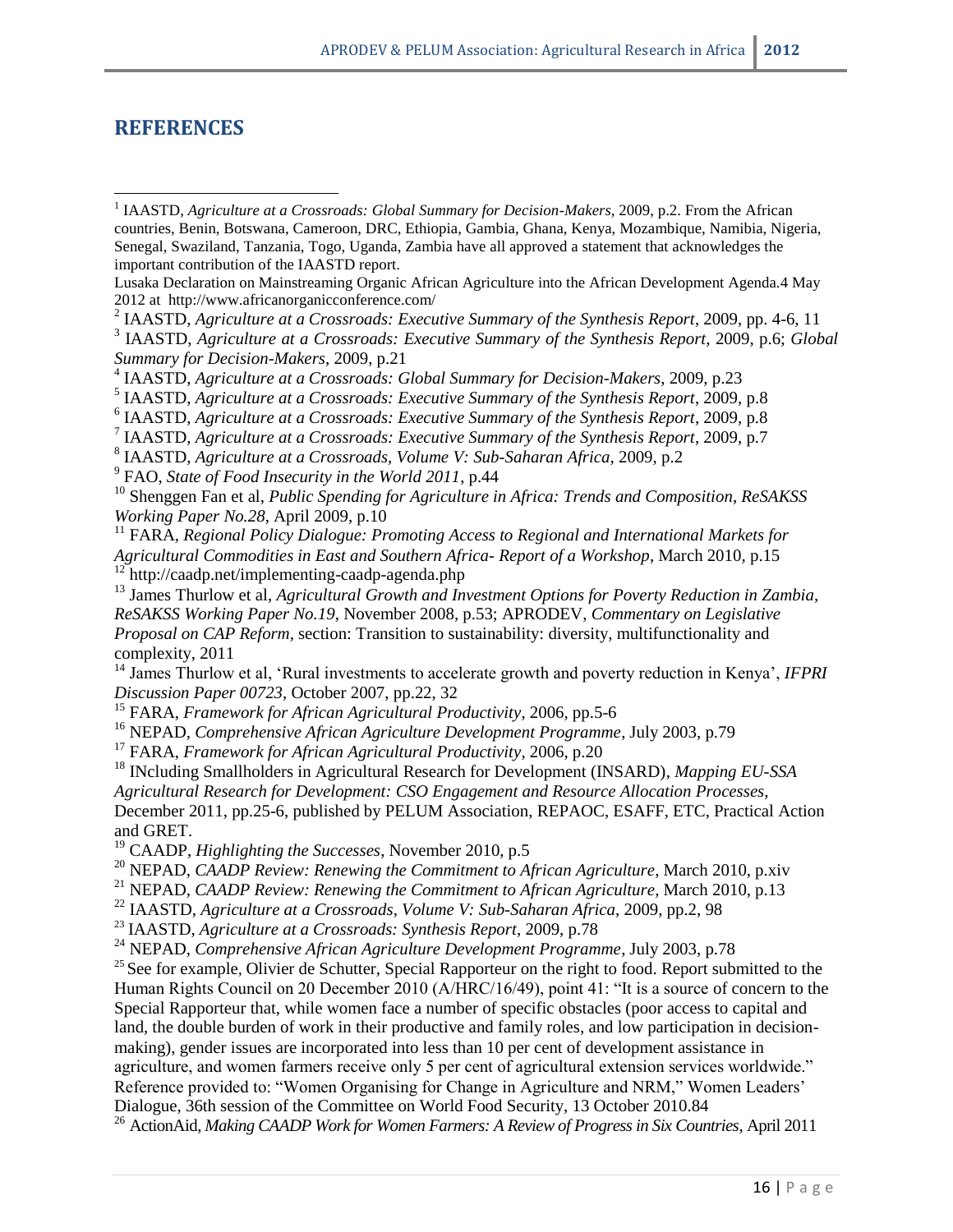## REFERENCES

[1] IAASTD, *Agriculture at a Crossroads: Global Summary for Decision-Makers*, 2009, p.2. From the African countries, Benin, Botswana, Cameroon, DRC, Ethiopia, Gambia, Ghana, Kenya, Mozambique, Namibia, Nigeria, Senegal, Swaziland, Tanzania, Togo, Uganda, Zambia have all approved a statement that acknowledges the important contribution of the IAASTD report.

Lusaka Declaration on Mainstreaming Organic African Agriculture into the African Development Agenda.4 May 2012 at http://www.africanorganicconference.com/

[2] IAASTD, *Agriculture at a Crossroads: Executive Summary of the Synthesis Report*, 2009, pp. 4-6, 11

[3] IAASTD, *Agriculture at a Crossroads: Executive Summary of the Synthesis Report*, 2009, p.6; *Global Summary for Decision-Makers*, 2009, p.21

[4] IAASTD, *Agriculture at a Crossroads: Global Summary for Decision-Makers*, 2009, p.23

[5] IAASTD, *Agriculture at a Crossroads: Executive Summary of the Synthesis Report*, 2009, p.8

[6] IAASTD, *Agriculture at a Crossroads: Executive Summary of the Synthesis Report*, 2009, p.8

[7] IAASTD, *Agriculture at a Crossroads: Executive Summary of the Synthesis Report*, 2009, p.7

[8] IAASTD, *Agriculture at a Crossroads, Volume V: Sub-Saharan Africa*, 2009, p.2

[9] FAO, *State of Food Insecurity in the World 2011*, p.44

[10] Shenggen Fan et al, *Public Spending for Agriculture in Africa: Trends and Composition*, *ReSAKSS Working Paper No.28*, April 2009, p.10

[11] FARA, *Regional Policy Dialogue: Promoting Access to Regional and International Markets for Agricultural Commodities in East and Southern Africa- Report of a Workshop*, March 2010, p.15

[12] http://caadp.net/implementing-caadp-agenda.php

[13] James Thurlow et al, *Agricultural Growth and Investment Options for Poverty Reduction in Zambia*, *ReSAKSS Working Paper No.19*, November 2008, p.53; APRODEV, *Commentary on Legislative Proposal on CAP Reform*, section: Transition to sustainability: diversity, multifunctionality and complexity, 2011

[14] James Thurlow et al, 'Rural investments to accelerate growth and poverty reduction in Kenya', *IFPRI Discussion Paper 00723*, October 2007, pp.22, 32

[15] FARA, *Framework for African Agricultural Productivity*, 2006, pp.5-6

[16] NEPAD, *Comprehensive African Agriculture Development Programme*, July 2003, p.79

[17] FARA, *Framework for African Agricultural Productivity*, 2006, p.20

[18] INcluding Smallholders in Agricultural Research for Development (INSARD), *Mapping EU-SSA Agricultural Research for Development: CSO Engagement and Resource Allocation Processes*, December 2011, pp.25-6, published by PELUM Association, REPAOC, ESAFF, ETC, Practical Action and GRET.

[19] CAADP, *Highlighting the Successes*, November 2010, p.5

[20] NEPAD, *CAADP Review: Renewing the Commitment to African Agriculture*, March 2010, p.xiv

[21] NEPAD, *CAADP Review: Renewing the Commitment to African Agriculture*, March 2010, p.13

[22] IAASTD, *Agriculture at a Crossroads, Volume V: Sub-Saharan Africa*, 2009, pp.2, 98

[23] IAASTD, *Agriculture at a Crossroads: Synthesis Report*, 2009, p.78

[24] NEPAD, *Comprehensive African Agriculture Development Programme*, July 2003, p.78

[25] See for example, Olivier de Schutter, Special Rapporteur on the right to food. Report submitted to the Human Rights Council on 20 December 2010 (A/HRC/16/49), point 41: "It is a source of concern to the Special Rapporteur that, while women face a number of specific obstacles (poor access to capital and land, the double burden of work in their productive and family roles, and low participation in decision-making), gender issues are incorporated into less than 10 per cent of development assistance in agriculture, and women farmers receive only 5 per cent of agricultural extension services worldwide." Reference provided to: "Women Organising for Change in Agriculture and NRM," Women Leaders' Dialogue, 36th session of the Committee on World Food Security, 13 October 2010.84

[26] ActionAid, *Making CAADP Work for Women Farmers: A Review of Progress in Six Countries*, April 2011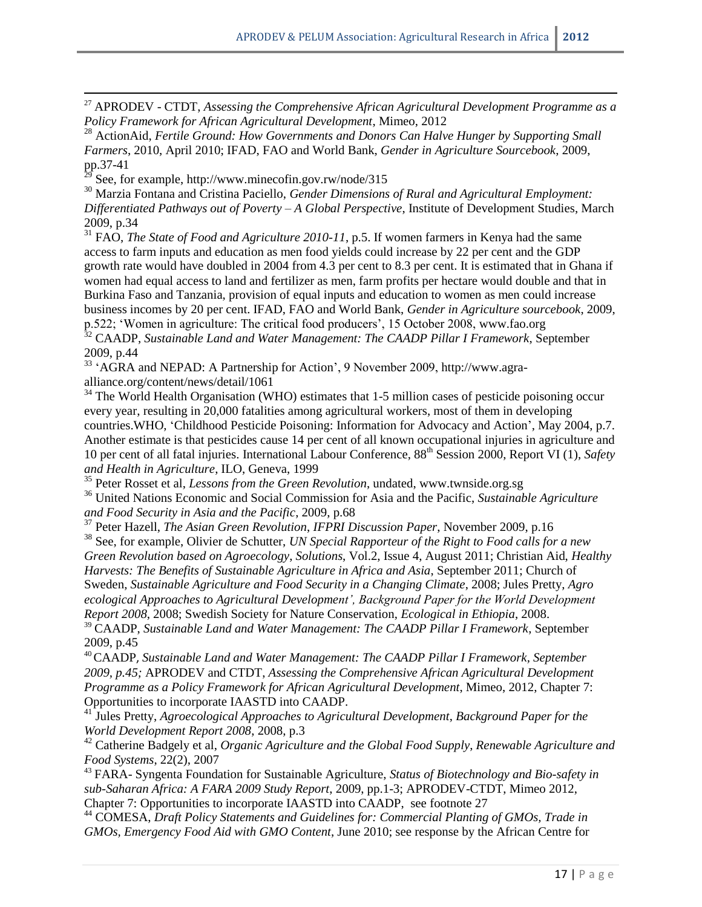[27] APRODEV - CTDT, *Assessing the Comprehensive African Agricultural Development Programme as a Policy Framework for African Agricultural Development*, Mimeo, 2012

[28] ActionAid, *Fertile Ground: How Governments and Donors Can Halve Hunger by Supporting Small Farmers*, 2010, April 2010; IFAD, FAO and World Bank, *Gender in Agriculture Sourcebook*, 2009, pp.37-41

[29] See, for example, http://www.minecofin.gov.rw/node/315

[30] Marzia Fontana and Cristina Paciello, *Gender Dimensions of Rural and Agricultural Employment: Differentiated Pathways out of Poverty – A Global Perspective*, Institute of Development Studies, March 2009, p.34

[31] FAO, *The State of Food and Agriculture 2010-11*, p.5. If women farmers in Kenya had the same access to farm inputs and education as men food yields could increase by 22 per cent and the GDP growth rate would have doubled in 2004 from 4.3 per cent to 8.3 per cent. It is estimated that in Ghana if women had equal access to land and fertilizer as men, farm profits per hectare would double and that in Burkina Faso and Tanzania, provision of equal inputs and education to women as men could increase business incomes by 20 per cent. IFAD, FAO and World Bank, *Gender in Agriculture sourcebook*, 2009, p.522; 'Women in agriculture: The critical food producers', 15 October 2008, www.fao.org

[32] CAADP, *Sustainable Land and Water Management: The CAADP Pillar I Framework*, September 2009, p.44

[33] 'AGRA and NEPAD: A Partnership for Action', 9 November 2009, http://www.agra-alliance.org/content/news/detail/1061

[34] The World Health Organisation (WHO) estimates that 1-5 million cases of pesticide poisoning occur every year, resulting in 20,000 fatalities among agricultural workers, most of them in developing countries.WHO, 'Childhood Pesticide Poisoning: Information for Advocacy and Action', May 2004, p.7. Another estimate is that pesticides cause 14 per cent of all known occupational injuries in agriculture and 10 per cent of all fatal injuries. International Labour Conference, 88th Session 2000, Report VI (1), *Safety and Health in Agriculture*, ILO, Geneva, 1999

[35] Peter Rosset et al, *Lessons from the Green Revolution*, undated, www.twnside.org.sg

[36] United Nations Economic and Social Commission for Asia and the Pacific, *Sustainable Agriculture and Food Security in Asia and the Pacific*, 2009, p.68

[37] Peter Hazell, *The Asian Green Revolution*, *IFPRI Discussion Paper*, November 2009, p.16

[38] See, for example, Olivier de Schutter, *UN Special Rapporteur of the Right to Food calls for a new Green Revolution based on Agroecology, Solutions*, Vol.2, Issue 4, August 2011; Christian Aid, *Healthy Harvests: The Benefits of Sustainable Agriculture in Africa and Asia*, September 2011; Church of Sweden, *Sustainable Agriculture and Food Security in a Changing Climate*, 2008; Jules Pretty, *Agro ecological Approaches to Agricultural Development', Background Paper for the World Development Report 2008*, 2008; Swedish Society for Nature Conservation, *Ecological in Ethiopia*, 2008.

[39] CAADP, *Sustainable Land and Water Management: The CAADP Pillar I Framework*, September 2009, p.45

[40] CAADP*, Sustainable Land and Water Management: The CAADP Pillar I Framework, September 2009, p.45;* APRODEV and CTDT, *Assessing the Comprehensive African Agricultural Development Programme as a Policy Framework for African Agricultural Development*, Mimeo, 2012, Chapter 7: Opportunities to incorporate IAASTD into CAADP.

[41] Jules Pretty, *Agroecological Approaches to Agricultural Development*, *Background Paper for the World Development Report 2008*, 2008, p.3

[42] Catherine Badgely et al, *Organic Agriculture and the Global Food Supply*, *Renewable Agriculture and Food Systems*, 22(2), 2007

[43] FARA- Syngenta Foundation for Sustainable Agriculture, *Status of Biotechnology and Bio-safety in sub-Saharan Africa: A FARA 2009 Study Report*, 2009, pp.1-3; APRODEV-CTDT, Mimeo 2012, Chapter 7: Opportunities to incorporate IAASTD into CAADP, see footnote 27

[44] COMESA, *Draft Policy Statements and Guidelines for: Commercial Planting of GMOs, Trade in GMOs, Emergency Food Aid with GMO Content*, June 2010; see response by the African Centre for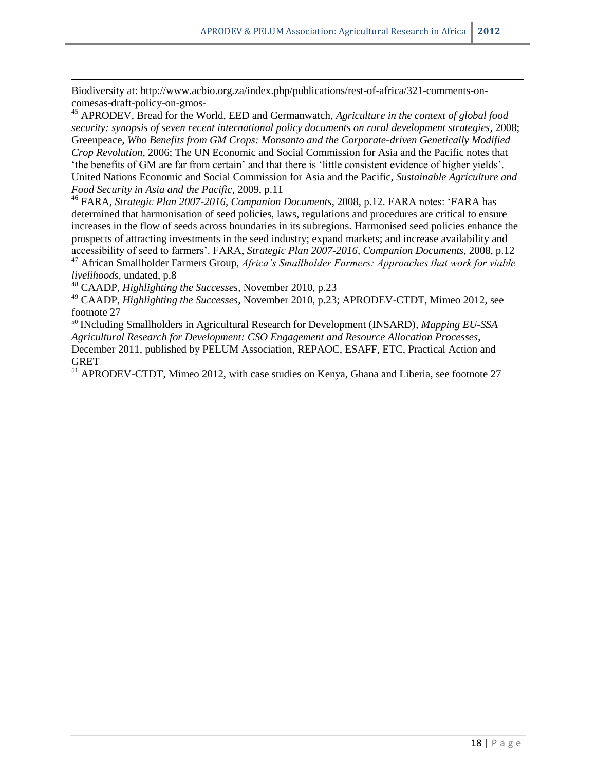Biodiversity at: http://www.acbio.org.za/index.php/publications/rest-of-africa/321-comments-on-comesas-draft-policy-on-gmos-

[45] APRODEV, Bread for the World, EED and Germanwatch, *Agriculture in the context of global food security: synopsis of seven recent international policy documents on rural development strategies*, 2008; Greenpeace, *Who Benefits from GM Crops: Monsanto and the Corporate-driven Genetically Modified Crop Revolution*, 2006; The UN Economic and Social Commission for Asia and the Pacific notes that 'the benefits of GM are far from certain' and that there is 'little consistent evidence of higher yields'. United Nations Economic and Social Commission for Asia and the Pacific, *Sustainable Agriculture and Food Security in Asia and the Pacific*, 2009, p.11

[46] FARA, *Strategic Plan 2007-2016, Companion Documents*, 2008, p.12. FARA notes: 'FARA has determined that harmonisation of seed policies, laws, regulations and procedures are critical to ensure increases in the flow of seeds across boundaries in its subregions. Harmonised seed policies enhance the prospects of attracting investments in the seed industry; expand markets; and increase availability and accessibility of seed to farmers'. FARA, *Strategic Plan 2007-2016, Companion Documents*, 2008, p.12

[47] African Smallholder Farmers Group, *Africa's Smallholder Farmers: Approaches that work for viable livelihoods*, undated, p.8

[48] CAADP, *Highlighting the Successes*, November 2010, p.23

[49] CAADP, *Highlighting the Successes*, November 2010, p.23; APRODEV-CTDT, Mimeo 2012, see footnote 27

[50] INcluding Smallholders in Agricultural Research for Development (INSARD), *Mapping EU-SSA Agricultural Research for Development: CSO Engagement and Resource Allocation Processes*, December 2011, published by PELUM Association, REPAOC, ESAFF, ETC, Practical Action and GRET

[51] APRODEV-CTDT, Mimeo 2012, with case studies on Kenya, Ghana and Liberia, see footnote 27